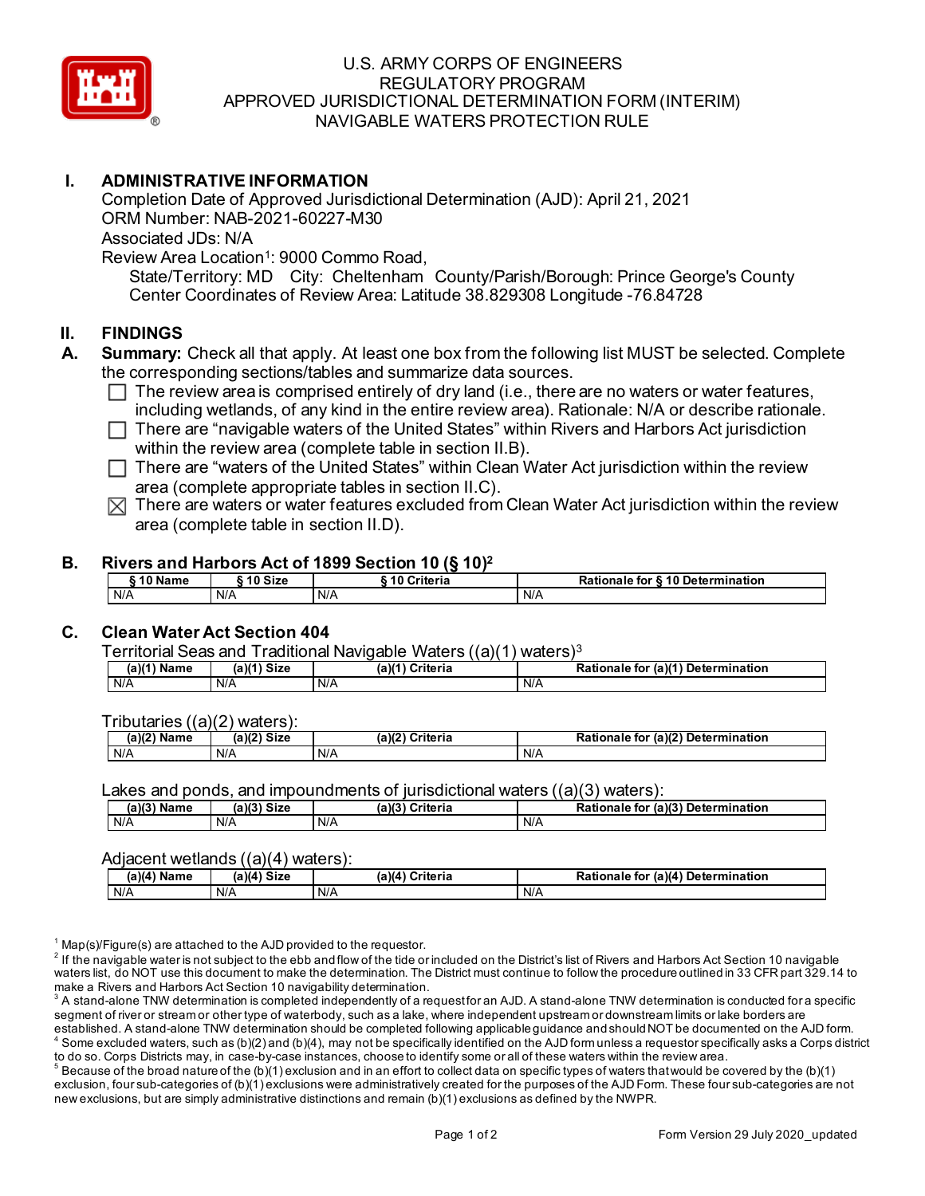# U.S. ARMY CORPS OF ENGINEERS
# REGULATORY PROGRAM
# APPROVED JURISDICTIONAL DETERMINATION FORM (INTERIM)
# NAVIGABLE WATERS PROTECTION RULE

## I. ADMINISTRATIVE INFORMATION

Completion Date of Approved Jurisdictional Determination (AJD): April 21, 2021
ORM Number: NAB-2021-60227-M30
Associated JDs: N/A
Review Area Location[1]: 9000 Commo Road,
State/Territory: MD City: Cheltenham County/Parish/Borough: Prince George's County
Center Coordinates of Review Area: Latitude 38.829308 Longitude -76.84728

## II. FINDINGS

**A. Summary:** Check all that apply. At least one box from the following list MUST be selected. Complete the corresponding sections/tables and summarize data sources.

- ☐ The review area is comprised entirely of dry land (i.e., there are no waters or water features, including wetlands, of any kind in the entire review area). Rationale: N/A or describe rationale.
- ☐ There are "navigable waters of the United States" within Rivers and Harbors Act jurisdiction within the review area (complete table in section II.B).
- ☐ There are "waters of the United States" within Clean Water Act jurisdiction within the review area (complete appropriate tables in section II.C).
- ☒ There are waters or water features excluded from Clean Water Act jurisdiction within the review area (complete table in section II.D).

### B. Rivers and Harbors Act of 1899 Section 10 (§ 10)[2]

| § 10 Name | § 10 Size | § 10 Criteria | Rationale for § 10 Determination |
|---|---|---|---|
| N/A | N/A | N/A | N/A |

### C. Clean Water Act Section 404

Territorial Seas and Traditional Navigable Waters ((a)(1) waters)[3]

| (a)(1) Name | (a)(1) Size | (a)(1) Criteria | Rationale for (a)(1) Determination |
|---|---|---|---|
| N/A | N/A | N/A | N/A |

Tributaries ((a)(2) waters):

| (a)(2) Name | (a)(2) Size | (a)(2) Criteria | Rationale for (a)(2) Determination |
|---|---|---|---|
| N/A | N/A | N/A | N/A |

Lakes and ponds, and impoundments of jurisdictional waters ((a)(3) waters):

| (a)(3) Name | (a)(3) Size | (a)(3) Criteria | Rationale for (a)(3) Determination |
|---|---|---|---|
| N/A | N/A | N/A | N/A |

Adjacent wetlands ((a)(4) waters):

| (a)(4) Name | (a)(4) Size | (a)(4) Criteria | Rationale for (a)(4) Determination |
|---|---|---|---|
| N/A | N/A | N/A | N/A |

[1] Map(s)/Figure(s) are attached to the AJD provided to the requestor.
[2] If the navigable water is not subject to the ebb and flow of the tide or included on the District's list of Rivers and Harbors Act Section 10 navigable waters list, do NOT use this document to make the determination. The District must continue to follow the procedure outlined in 33 CFR part 329.14 to make a Rivers and Harbors Act Section 10 navigability determination.
[3] A stand-alone TNW determination is completed independently of a request for an AJD. A stand-alone TNW determination is conducted for a specific segment of river or stream or other type of waterbody, such as a lake, where independent upstream or downstream limits or lake borders are established. A stand-alone TNW determination should be completed following applicable guidance and should NOT be documented on the AJD form.
[4] Some excluded waters, such as (b)(2) and (b)(4), may not be specifically identified on the AJD form unless a requestor specifically asks a Corps district to do so. Corps Districts may, in case-by-case instances, choose to identify some or all of these waters within the review area.
[5] Because of the broad nature of the (b)(1) exclusion and in an effort to collect data on specific types of waters that would be covered by the (b)(1) exclusion, four sub-categories of (b)(1) exclusions were administratively created for the purposes of the AJD Form. These four sub-categories are not new exclusions, but are simply administrative distinctions and remain (b)(1) exclusions as defined by the NWPR.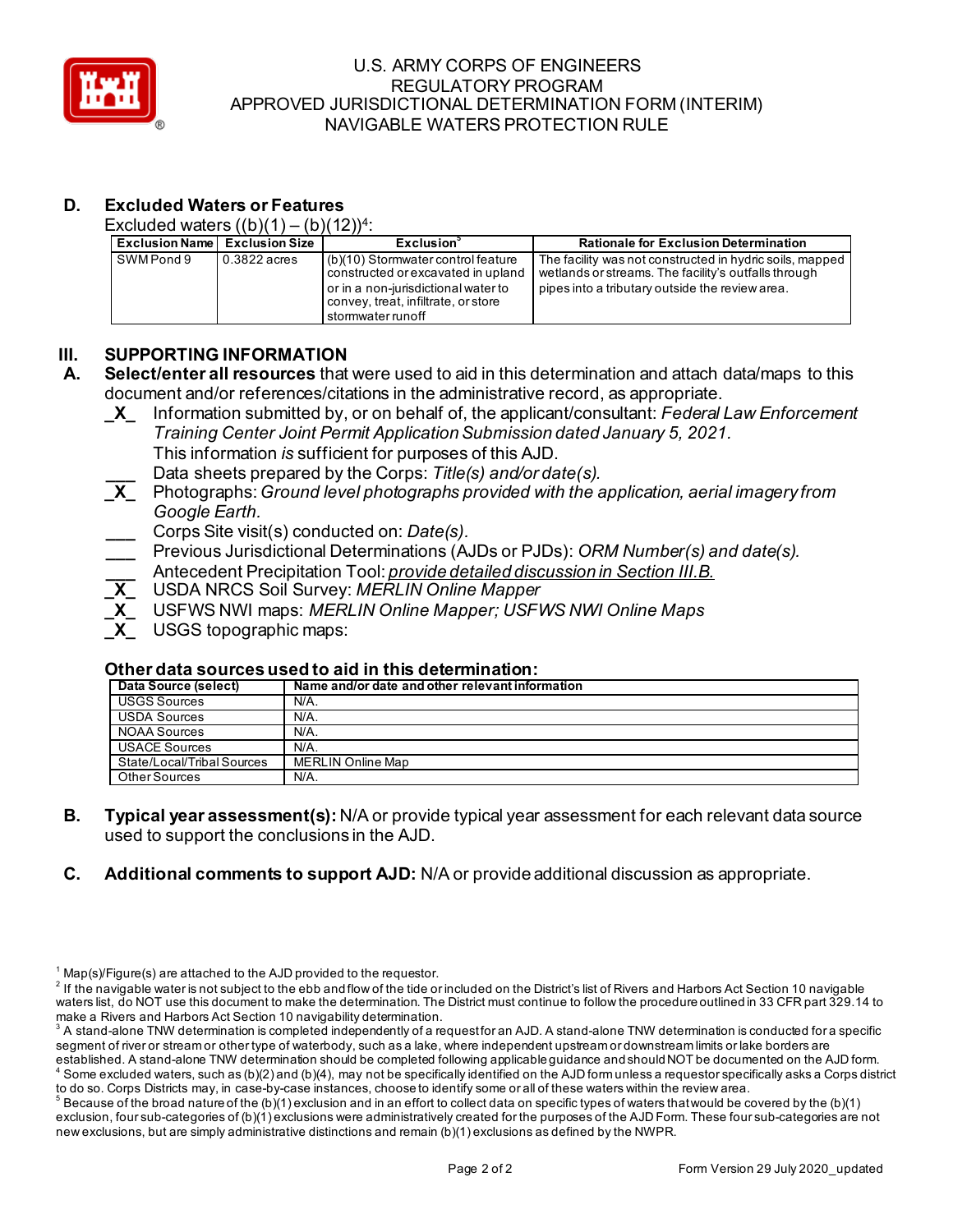# U.S. ARMY CORPS OF ENGINEERS
# REGULATORY PROGRAM
# APPROVED JURISDICTIONAL DETERMINATION FORM (INTERIM)
# NAVIGABLE WATERS PROTECTION RULE

## D. Excluded Waters or Features

Excluded waters ((b)(1) – (b)(12))[4]:

| Exclusion Name | Exclusion Size | Exclusion[5] | Rationale for Exclusion Determination |
|---|---|---|---|
| SWM Pond 9 | 0.3822 acres | (b)(10) Stormwater control feature constructed or excavated in upland or in a non-jurisdictional water to convey, treat, infiltrate, or store stormwater runoff | The facility was not constructed in hydric soils, mapped wetlands or streams. The facility's outfalls through pipes into a tributary outside the review area. |

## III. SUPPORTING INFORMATION

**A. Select/enter all resources** that were used to aid in this determination and attach data/maps to this document and/or references/citations in the administrative record, as appropriate.

- _X_ Information submitted by, or on behalf of, the applicant/consultant: *Federal Law Enforcement Training Center Joint Permit Application Submission dated January 5, 2021.* This information *is* sufficient for purposes of this AJD.
- ___ Data sheets prepared by the Corps: *Title(s) and/or date(s).*
- _X_ Photographs: *Ground level photographs provided with the application, aerial imagery from Google Earth.*
- ___ Corps Site visit(s) conducted on: *Date(s).*
- ___ Previous Jurisdictional Determinations (AJDs or PJDs): *ORM Number(s) and date(s).*
- ___ Antecedent Precipitation Tool: *provide detailed discussion in Section III.B.*
- _X_ USDA NRCS Soil Survey: *MERLIN Online Mapper*
- _X_ USFWS NWI maps: *MERLIN Online Mapper; USFWS NWI Online Maps*
- _X_ USGS topographic maps:

**Other data sources used to aid in this determination:**

| Data Source (select) | Name and/or date and other relevant information |
|---|---|
| USGS Sources | N/A. |
| USDA Sources | N/A. |
| NOAA Sources | N/A. |
| USACE Sources | N/A. |
| State/Local/Tribal Sources | MERLIN Online Map |
| Other Sources | N/A. |

**B. Typical year assessment(s):** N/A or provide typical year assessment for each relevant data source used to support the conclusions in the AJD.

**C. Additional comments to support AJD:** N/A or provide additional discussion as appropriate.

---

[1] Map(s)/Figure(s) are attached to the AJD provided to the requestor.

[2] If the navigable water is not subject to the ebb and flow of the tide or included on the District's list of Rivers and Harbors Act Section 10 navigable waters list, do NOT use this document to make the determination. The District must continue to follow the procedure outlined in 33 CFR part 329.14 to make a Rivers and Harbors Act Section 10 navigability determination.

[3] A stand-alone TNW determination is completed independently of a request for an AJD. A stand-alone TNW determination is conducted for a specific segment of river or stream or other type of waterbody, such as a lake, where independent upstream or downstream limits or lake borders are established. A stand-alone TNW determination should be completed following applicable guidance and should NOT be documented on the AJD form.

[4] Some excluded waters, such as (b)(2) and (b)(4), may not be specifically identified on the AJD form unless a requestor specifically asks a Corps district to do so. Corps Districts may, in case-by-case instances, choose to identify some or all of these waters within the review area.

[5] Because of the broad nature of the (b)(1) exclusion and in an effort to collect data on specific types of waters that would be covered by the (b)(1) exclusion, four sub-categories of (b)(1) exclusions were administratively created for the purposes of the AJD Form. These four sub-categories are not new exclusions, but are simply administrative distinctions and remain (b)(1) exclusions as defined by the NWPR.